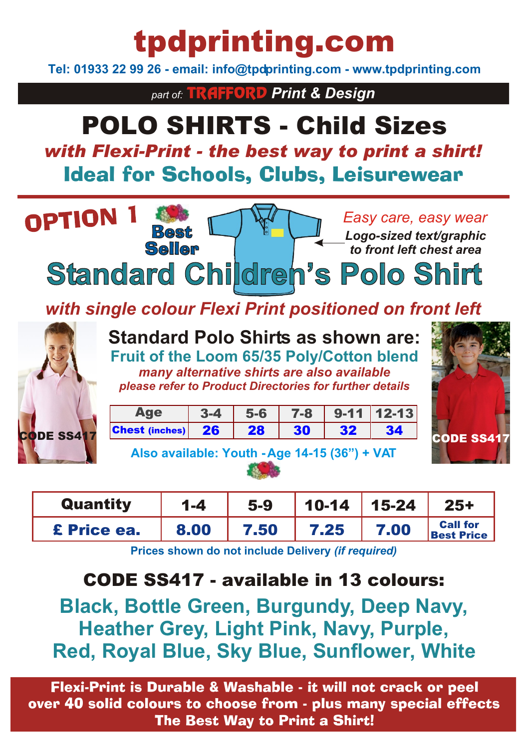# tpdprinting.com

**Tel: 01933 22 99 26 - email: info@tpdprinting.com - www.tpdprinting.com**

*part of:* **TRAFFORD** ***Print & Design***

# POLO SHIRTS - Child Sizes

***with Flexi-Print - the best way to print a shirt!***

## Ideal for Schools, Clubs, Leisurewear

**OPTION 1**

**Best Seller**

*Easy care, easy wear*

***Logo-sized text/graphic to front left chest area***

## Standard Children's Polo Shirt

***with single colour Flexi Print positioned on front left***

CODE SS417

**Standard Polo Shirts as shown are:**

**Fruit of the Loom 65/35 Poly/Cotton blend**

***many alternative shirts are also available***

***please refer to Product Directories for further details***

| Age | 3-4 | 5-6 | 7-8 | 9-11 | 12-13 |
|---|---|---|---|---|---|
| Chest (inches) | 26 | 28 | 30 | 32 | 34 |

**Also available: Youth - Age 14-15 (36") + VAT**

CODE SS417

| Quantity | 1-4 | 5-9 | 10-14 | 15-24 | 25+ |
|---|---|---|---|---|---|
| £ Price ea. | 8.00 | 7.50 | 7.25 | 7.00 | Call for Best Price |

**Prices shown do not include Delivery *(if required)***

## CODE SS417 - available in 13 colours:

**Black, Bottle Green, Burgundy, Deep Navy, Heather Grey, Light Pink, Navy, Purple, Red, Royal Blue, Sky Blue, Sunflower, White**

**Flexi-Print is Durable & Washable - it will not crack or peel**
**over 40 solid colours to choose from - plus many special effects**
**The Best Way to Print a Shirt!**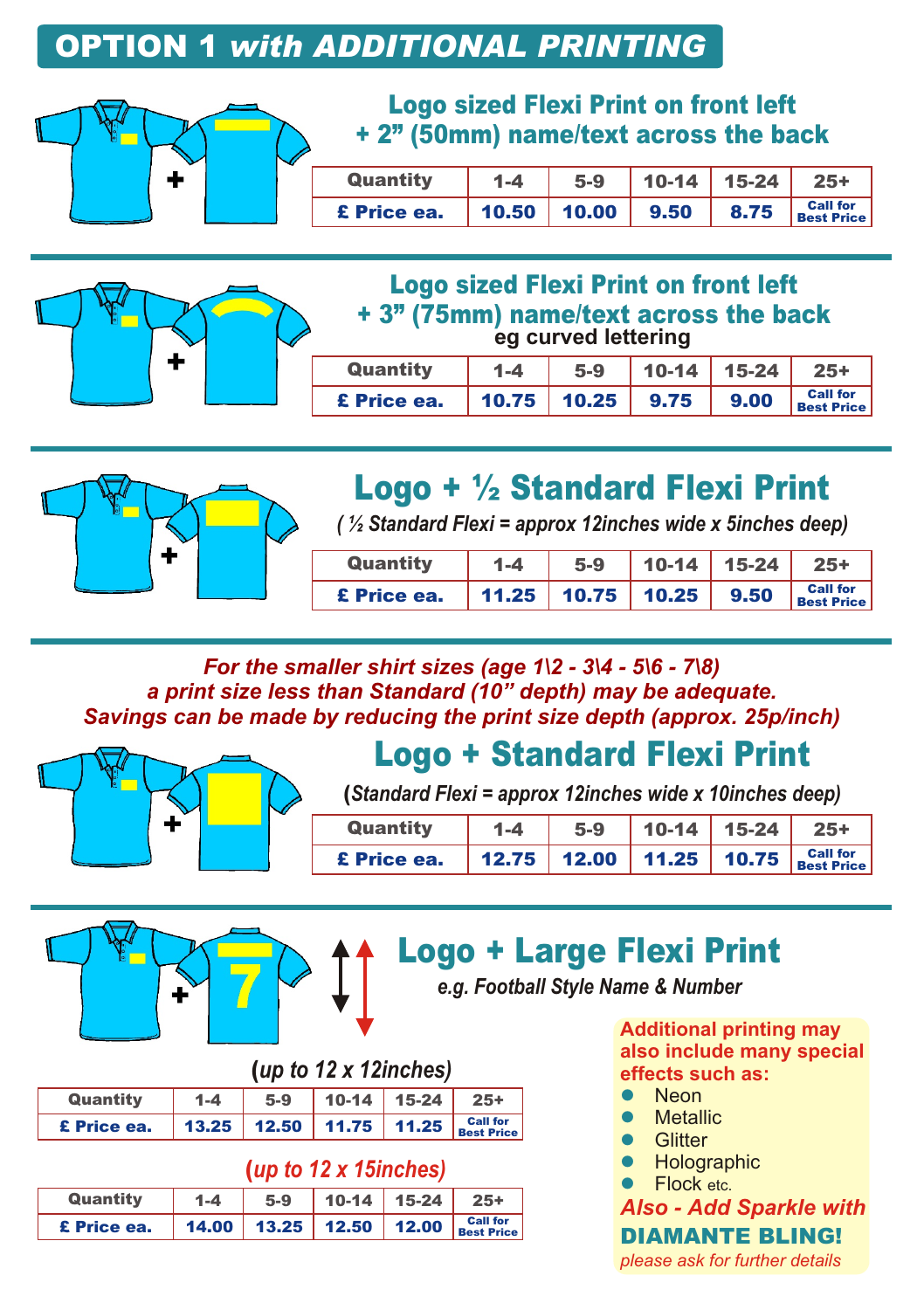# OPTION 1 *with ADDITIONAL PRINTING*

## Logo sized Flexi Print on front left + 2” (50mm) name/text across the back

| Quantity | 1-4 | 5-9 | 10-14 | 15-24 | 25+ |
|---|---|---|---|---|---|
| £ Price ea. | 10.50 | 10.00 | 9.50 | 8.75 | Call for Best Price |

## Logo sized Flexi Print on front left + 3” (75mm) name/text across the back

eg curved lettering

| Quantity | 1-4 | 5-9 | 10-14 | 15-24 | 25+ |
|---|---|---|---|---|---|
| £ Price ea. | 10.75 | 10.25 | 9.75 | 9.00 | Call for Best Price |

## Logo + ½ Standard Flexi Print

*( ½ Standard Flexi = approx 12inches wide x 5inches deep)*

| Quantity | 1-4 | 5-9 | 10-14 | 15-24 | 25+ |
|---|---|---|---|---|---|
| £ Price ea. | 11.25 | 10.75 | 10.25 | 9.50 | Call for Best Price |

***For the smaller shirt sizes (age 1\2 - 3\4 - 5\6 - 7\8) a print size less than Standard (10” depth) may be adequate. Savings can be made by reducing the print size depth (approx. 25p/inch)***

## Logo + Standard Flexi Print

(*Standard Flexi = approx 12inches wide x 10inches deep)*

| Quantity | 1-4 | 5-9 | 10-14 | 15-24 | 25+ |
|---|---|---|---|---|---|
| £ Price ea. | 12.75 | 12.00 | 11.25 | 10.75 | Call for Best Price |

## Logo + Large Flexi Print

*e.g. Football Style Name & Number*

(*up to 12 x 12inches)*

| Quantity | 1-4 | 5-9 | 10-14 | 15-24 | 25+ |
|---|---|---|---|---|---|
| £ Price ea. | 13.25 | 12.50 | 11.75 | 11.25 | Call for Best Price |

(*up to 12 x 15inches)*

| Quantity | 1-4 | 5-9 | 10-14 | 15-24 | 25+ |
|---|---|---|---|---|---|
| £ Price ea. | 14.00 | 13.25 | 12.50 | 12.00 | Call for Best Price |

**Additional printing may also include many special effects such as:**

- Neon
- Metallic
- Glitter
- Holographic
- Flock etc.

***Also - Add Sparkle with***

**DIAMANTE BLING!**

*please ask for further details*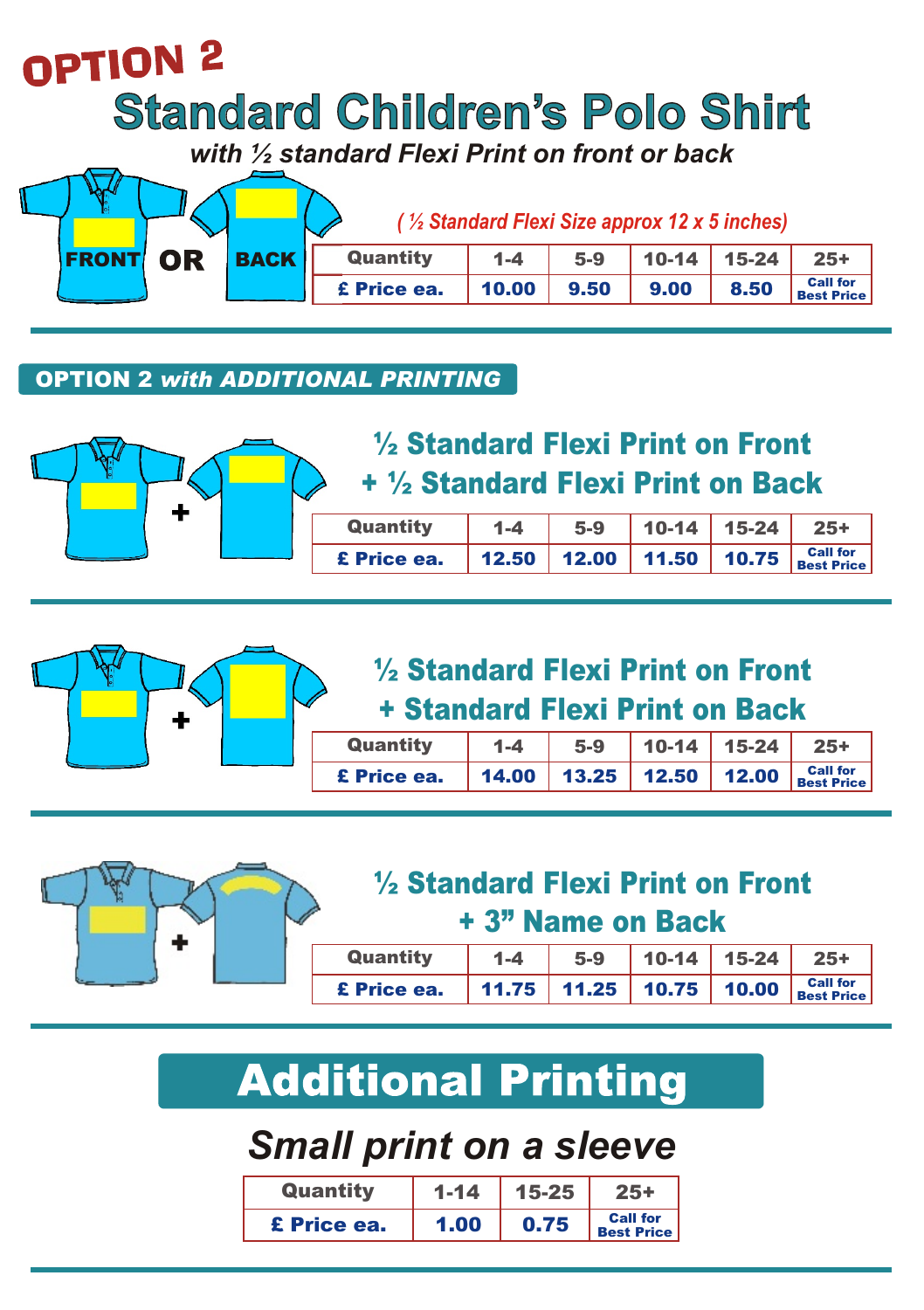# OPTION 2

# Standard Children's Polo Shirt

***with ½ standard Flexi Print on front or back***

FRONT OR BACK

*( ½ Standard Flexi Size approx 12 x 5 inches)*

| Quantity | 1-4 | 5-9 | 10-14 | 15-24 | 25+ |
|---|---|---|---|---|---|
| £ Price ea. | 10.00 | 9.50 | 9.00 | 8.50 | Call for Best Price |

## OPTION 2 *with ADDITIONAL PRINTING*

### ½ Standard Flexi Print on Front + ½ Standard Flexi Print on Back

| Quantity | 1-4 | 5-9 | 10-14 | 15-24 | 25+ |
|---|---|---|---|---|---|
| £ Price ea. | 12.50 | 12.00 | 11.50 | 10.75 | Call for Best Price |

### ½ Standard Flexi Print on Front + Standard Flexi Print on Back

| Quantity | 1-4 | 5-9 | 10-14 | 15-24 | 25+ |
|---|---|---|---|---|---|
| £ Price ea. | 14.00 | 13.25 | 12.50 | 12.00 | Call for Best Price |

### ½ Standard Flexi Print on Front + 3" Name on Back

| Quantity | 1-4 | 5-9 | 10-14 | 15-24 | 25+ |
|---|---|---|---|---|---|
| £ Price ea. | 11.75 | 11.25 | 10.75 | 10.00 | Call for Best Price |

# Additional Printing

## *Small print on a sleeve*

| Quantity | 1-14 | 15-25 | 25+ |
|---|---|---|---|
| £ Price ea. | 1.00 | 0.75 | Call for Best Price |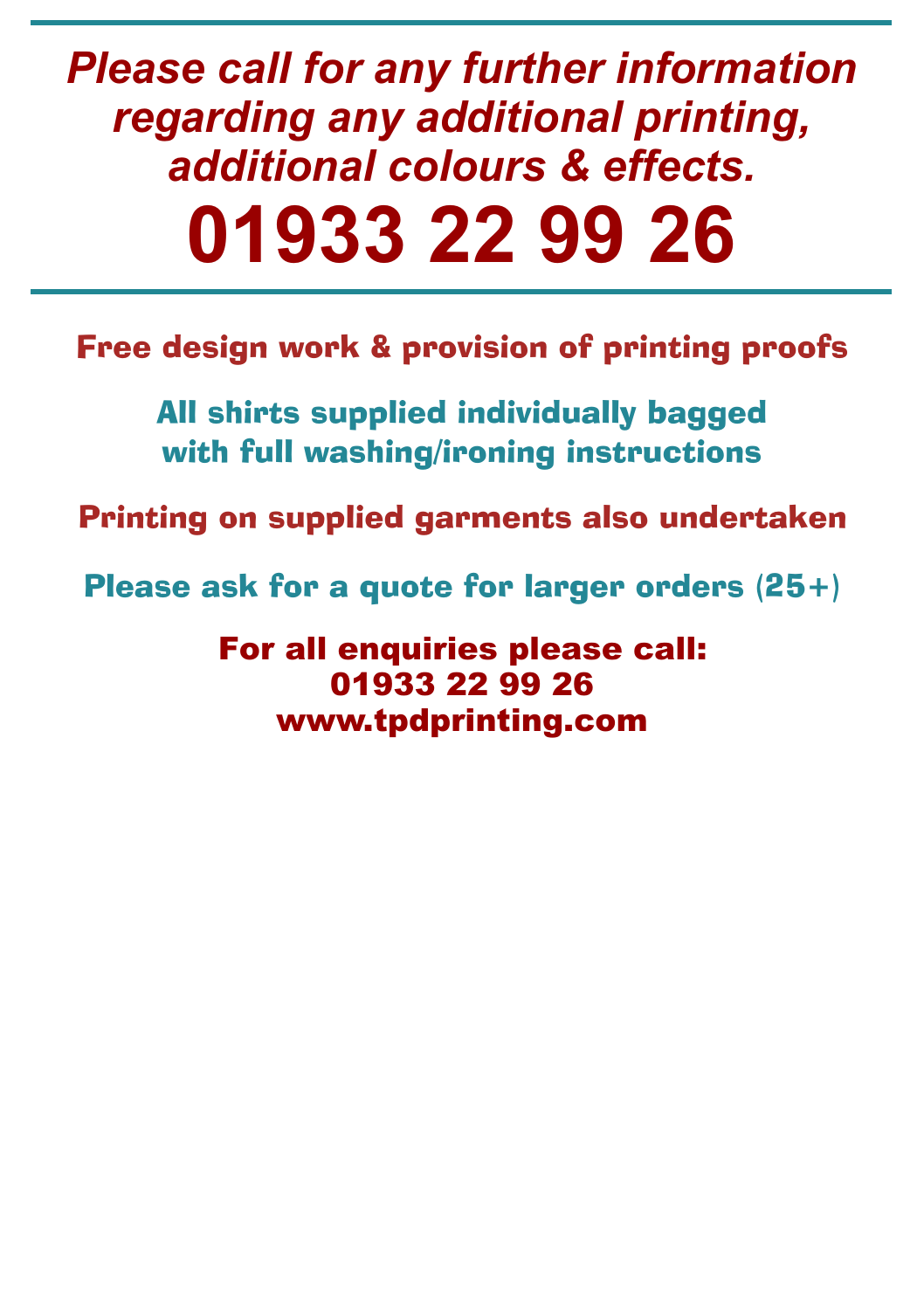***Please call for any further information regarding any additional printing, additional colours & effects.***

# 01933 22 99 26

---

**Free design work & provision of printing proofs**

**All shirts supplied individually bagged with full washing/ironing instructions**

**Printing on supplied garments also undertaken**

**Please ask for a quote for larger orders (25+)**

**For all enquiries please call:**
**01933 22 99 26**
**www.tpdprinting.com**